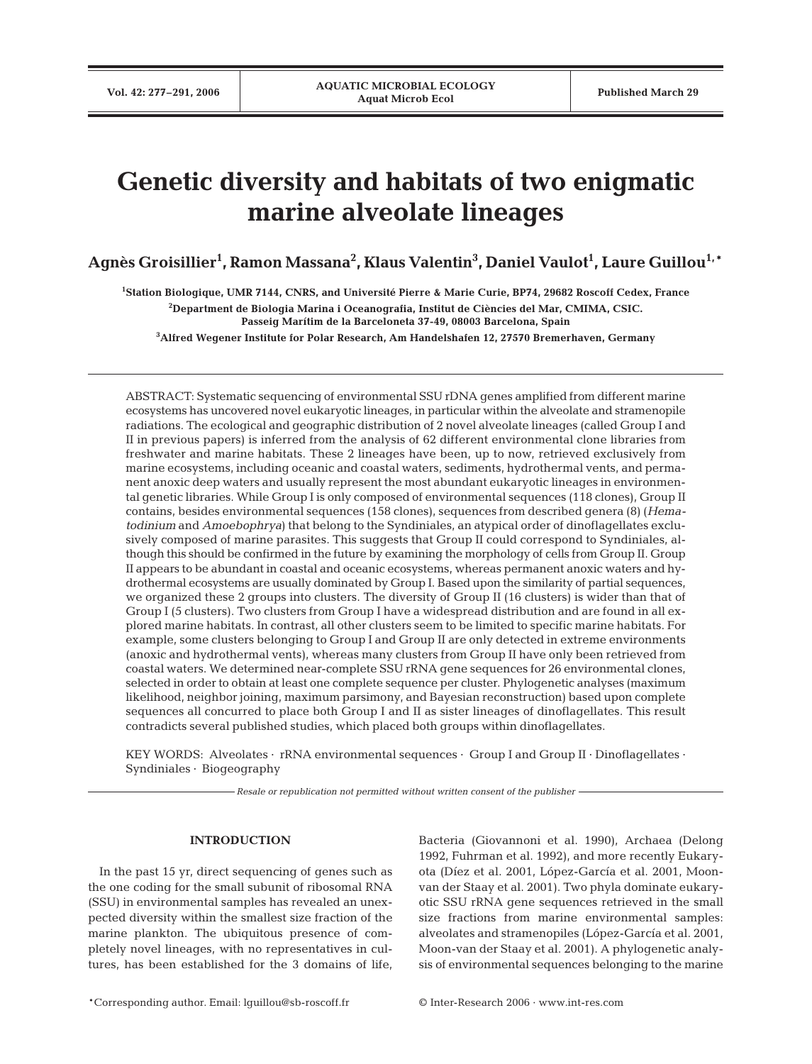# Genetic diversity and habitats of two enigmatic marine alveolate lineages

**Agnès Groisillier[1], Ramon Massana[2], Klaus Valentin[3], Daniel Vaulot[1], Laure Guillou[1,*]**

[1]Station Biologique, UMR 7144, CNRS, and Université Pierre & Marie Curie, BP74, 29682 Roscoff Cedex, France

[2]Department de Biologia Marina i Oceanografia, Institut de Ciències del Mar, CMIMA, CSIC. Passeig Marítim de la Barceloneta 37-49, 08003 Barcelona, Spain

[3]Alfred Wegener Institute for Polar Research, Am Handelshafen 12, 27570 Bremerhaven, Germany

ABSTRACT: Systematic sequencing of environmental SSU rDNA genes amplified from different marine ecosystems has uncovered novel eukaryotic lineages, in particular within the alveolate and stramenopile radiations. The ecological and geographic distribution of 2 novel alveolate lineages (called Group I and II in previous papers) is inferred from the analysis of 62 different environmental clone libraries from freshwater and marine habitats. These 2 lineages have been, up to now, retrieved exclusively from marine ecosystems, including oceanic and coastal waters, sediments, hydrothermal vents, and permanent anoxic deep waters and usually represent the most abundant eukaryotic lineages in environmental genetic libraries. While Group I is only composed of environmental sequences (118 clones), Group II contains, besides environmental sequences (158 clones), sequences from described genera (8) (*Hematodinium* and *Amoebophrya*) that belong to the Syndiniales, an atypical order of dinoflagellates exclusively composed of marine parasites. This suggests that Group II could correspond to Syndiniales, although this should be confirmed in the future by examining the morphology of cells from Group II. Group II appears to be abundant in coastal and oceanic ecosystems, whereas permanent anoxic waters and hydrothermal ecosystems are usually dominated by Group I. Based upon the similarity of partial sequences, we organized these 2 groups into clusters. The diversity of Group II (16 clusters) is wider than that of Group I (5 clusters). Two clusters from Group I have a widespread distribution and are found in all explored marine habitats. In contrast, all other clusters seem to be limited to specific marine habitats. For example, some clusters belonging to Group I and Group II are only detected in extreme environments (anoxic and hydrothermal vents), whereas many clusters from Group II have only been retrieved from coastal waters. We determined near-complete SSU rRNA gene sequences for 26 environmental clones, selected in order to obtain at least one complete sequence per cluster. Phylogenetic analyses (maximum likelihood, neighbor joining, maximum parsimony, and Bayesian reconstruction) based upon complete sequences all concurred to place both Group I and II as sister lineages of dinoflagellates. This result contradicts several published studies, which placed both groups within dinoflagellates.

KEY WORDS: Alveolates · rRNA environmental sequences · Group I and Group II · Dinoflagellates · Syndiniales · Biogeography

*Resale or republication not permitted without written consent of the publisher*

## INTRODUCTION

In the past 15 yr, direct sequencing of genes such as the one coding for the small subunit of ribosomal RNA (SSU) in environmental samples has revealed an unexpected diversity within the smallest size fraction of the marine plankton. The ubiquitous presence of completely novel lineages, with no representatives in cultures, has been established for the 3 domains of life, Bacteria (Giovannoni et al. 1990), Archaea (Delong 1992, Fuhrman et al. 1992), and more recently Eukaryota (Díez et al. 2001, López-García et al. 2001, Moon-van der Staay et al. 2001). Two phyla dominate eukaryotic SSU rRNA gene sequences retrieved in the small size fractions from marine environmental samples: alveolates and stramenopiles (López-García et al. 2001, Moon-van der Staay et al. 2001). A phylogenetic analysis of environmental sequences belonging to the marine

*Corresponding author. Email: lguillou@sb-roscoff.fr

© Inter-Research 2006 · www.int-res.com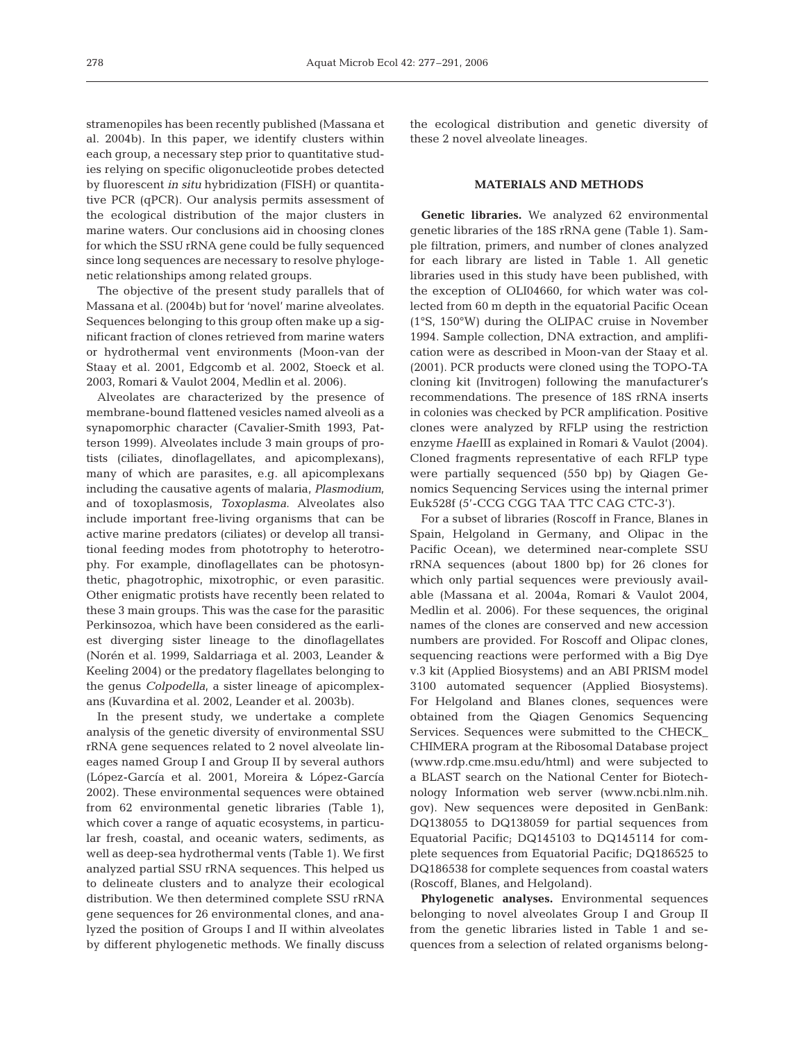stramenopiles has been recently published (Massana et al. 2004b). In this paper, we identify clusters within each group, a necessary step prior to quantitative studies relying on specific oligonucleotide probes detected by fluorescent *in situ* hybridization (FISH) or quantitative PCR (qPCR). Our analysis permits assessment of the ecological distribution of the major clusters in marine waters. Our conclusions aid in choosing clones for which the SSU rRNA gene could be fully sequenced since long sequences are necessary to resolve phylogenetic relationships among related groups.

The objective of the present study parallels that of Massana et al. (2004b) but for 'novel' marine alveolates. Sequences belonging to this group often make up a significant fraction of clones retrieved from marine waters or hydrothermal vent environments (Moon-van der Staay et al. 2001, Edgcomb et al. 2002, Stoeck et al. 2003, Romari & Vaulot 2004, Medlin et al. 2006).

Alveolates are characterized by the presence of membrane-bound flattened vesicles named alveoli as a synapomorphic character (Cavalier-Smith 1993, Patterson 1999). Alveolates include 3 main groups of protists (ciliates, dinoflagellates, and apicomplexans), many of which are parasites, e.g. all apicomplexans including the causative agents of malaria, *Plasmodium*, and of toxoplasmosis, *Toxoplasma*. Alveolates also include important free-living organisms that can be active marine predators (ciliates) or develop all transitional feeding modes from phototrophy to heterotrophy. For example, dinoflagellates can be photosynthetic, phagotrophic, mixotrophic, or even parasitic. Other enigmatic protists have recently been related to these 3 main groups. This was the case for the parasitic Perkinsozoa, which have been considered as the earliest diverging sister lineage to the dinoflagellates (Norén et al. 1999, Saldarriaga et al. 2003, Leander & Keeling 2004) or the predatory flagellates belonging to the genus *Colpodella*, a sister lineage of apicomplexans (Kuvardina et al. 2002, Leander et al. 2003b).

In the present study, we undertake a complete analysis of the genetic diversity of environmental SSU rRNA gene sequences related to 2 novel alveolate lineages named Group I and Group II by several authors (López-García et al. 2001, Moreira & López-García 2002). These environmental sequences were obtained from 62 environmental genetic libraries (Table 1), which cover a range of aquatic ecosystems, in particular fresh, coastal, and oceanic waters, sediments, as well as deep-sea hydrothermal vents (Table 1). We first analyzed partial SSU rRNA sequences. This helped us to delineate clusters and to analyze their ecological distribution. We then determined complete SSU rRNA gene sequences for 26 environmental clones, and analyzed the position of Groups I and II within alveolates by different phylogenetic methods. We finally discuss the ecological distribution and genetic diversity of these 2 novel alveolate lineages.

## MATERIALS AND METHODS

**Genetic libraries.** We analyzed 62 environmental genetic libraries of the 18S rRNA gene (Table 1). Sample filtration, primers, and number of clones analyzed for each library are listed in Table 1. All genetic libraries used in this study have been published, with the exception of OLI04660, for which water was collected from 60 m depth in the equatorial Pacific Ocean (1°S, 150°W) during the OLIPAC cruise in November 1994. Sample collection, DNA extraction, and amplification were as described in Moon-van der Staay et al. (2001). PCR products were cloned using the TOPO-TA cloning kit (Invitrogen) following the manufacturer's recommendations. The presence of 18S rRNA inserts in colonies was checked by PCR amplification. Positive clones were analyzed by RFLP using the restriction enzyme *Hae*III as explained in Romari & Vaulot (2004). Cloned fragments representative of each RFLP type were partially sequenced (550 bp) by Qiagen Genomics Sequencing Services using the internal primer Euk528f (5'-CCG CGG TAA TTC CAG CTC-3').

For a subset of libraries (Roscoff in France, Blanes in Spain, Helgoland in Germany, and Olipac in the Pacific Ocean), we determined near-complete SSU rRNA sequences (about 1800 bp) for 26 clones for which only partial sequences were previously available (Massana et al. 2004a, Romari & Vaulot 2004, Medlin et al. 2006). For these sequences, the original names of the clones are conserved and new accession numbers are provided. For Roscoff and Olipac clones, sequencing reactions were performed with a Big Dye v.3 kit (Applied Biosystems) and an ABI PRISM model 3100 automated sequencer (Applied Biosystems). For Helgoland and Blanes clones, sequences were obtained from the Qiagen Genomics Sequencing Services. Sequences were submitted to the CHECK_CHIMERA program at the Ribosomal Database project (www.rdp.cme.msu.edu/html) and were subjected to a BLAST search on the National Center for Biotechnology Information web server (www.ncbi.nlm.nih.gov). New sequences were deposited in GenBank: DQ138055 to DQ138059 for partial sequences from Equatorial Pacific; DQ145103 to DQ145114 for complete sequences from Equatorial Pacific; DQ186525 to DQ186538 for complete sequences from coastal waters (Roscoff, Blanes, and Helgoland).

**Phylogenetic analyses.** Environmental sequences belonging to novel alveolates Group I and Group II from the genetic libraries listed in Table 1 and sequences from a selection of related organisms belong-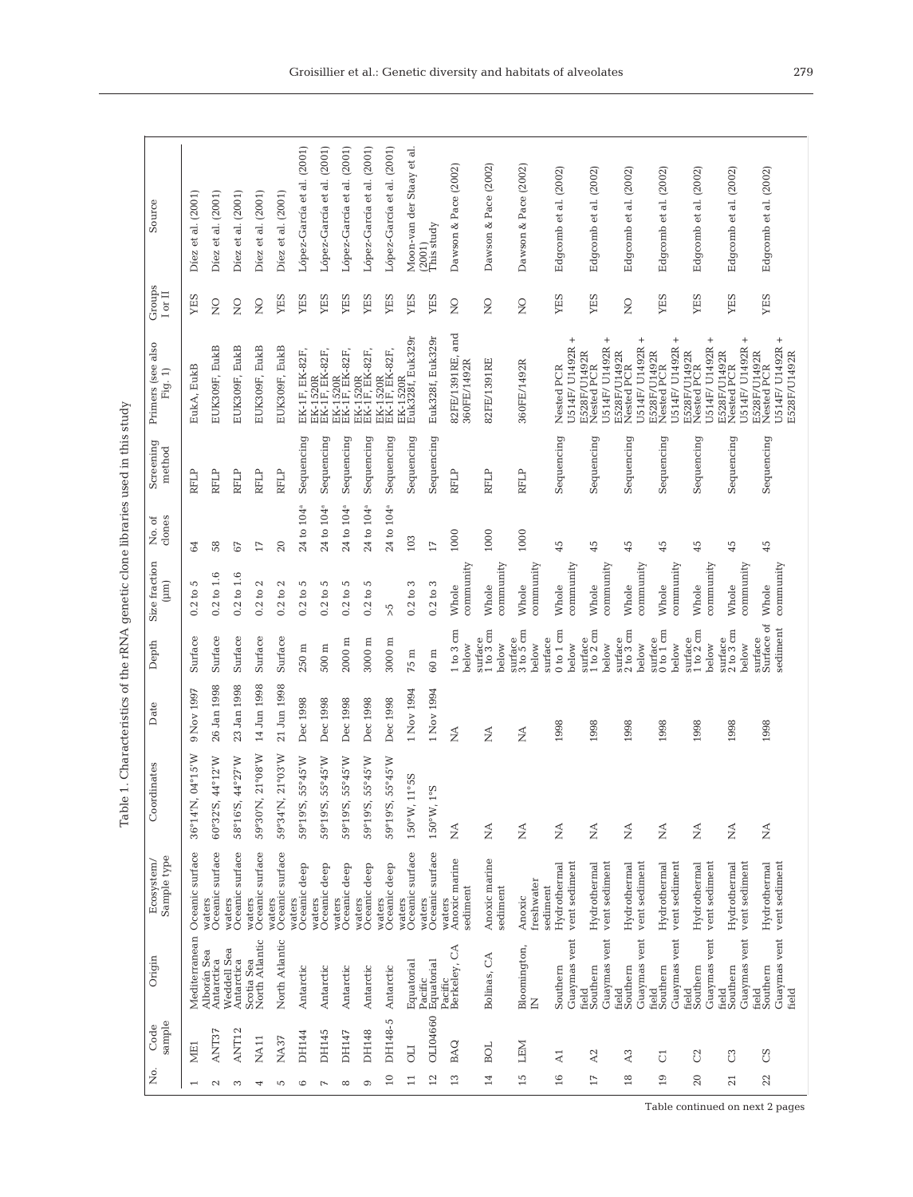Table 1. Characteristics of the rRNA genetic clone libraries used in this study

| No. | Code sample | Origin | Ecosystem/ Sample type | Coordinates | Date | Depth | Size fraction (µm) | No. of clones | Screening method | Primers (see also Fig. 1) | Groups I or II | Source |
|---|---|---|---|---|---|---|---|---|---|---|---|---|
| 1 | ME1 | Mediterranean Alborán Sea | Oceanic surface waters | 36°14'N, 04°15'W | 9 Nov 1997 | Surface | 0.2 to 5 | 64 | RFLP | EukA, EukB | YES | Díez et al. (2001) |
| 2 | ANT37 | Antarctica Weddell Sea | Oceanic surface waters | 60°32'S, 44°12'W | 26 Jan 1998 | Surface | 0.2 to 1.6 | 58 | RFLP | EUK309F, EukB | NO | Díez et al. (2001) |
| 3 | ANT12 | Antarctica Scotia Sea | Oceanic surface waters | 58°16'S, 44°27'W | 23 Jan 1998 | Surface | 0.2 to 1.6 | 67 | RFLP | EUK309F, EukB | NO | Díez et al. (2001) |
| 4 | NA11 | North Atlantic | Oceanic surface waters | 59°30'N, 21°08'W | 14 Jun 1998 | Surface | 0.2 to 2 | 17 | RFLP | EUK309F, EukB | NO | Díez et al. (2001) |
| 5 | NA37 | North Atlantic | Oceanic surface waters | 59°34'N, 21°03'W | 21 Jun 1998 | Surface | 0.2 to 2 | 20 | RFLP | EUK309F, EukB | YES | Díez et al. (2001) |
| 6 | DH144 | Antarctic | Oceanic deep waters | 59°19'S, 55°45'W | Dec 1998 | 250 m | 0.2 to 5 | 24 to 104[a] | Sequencing | EK-1F, EK-82F, EK-1520R | YES | López-García et al. (2001) |
| 7 | DH145 | Antarctic | Oceanic deep waters | 59°19'S, 55°45'W | Dec 1998 | 500 m | 0.2 to 5 | 24 to 104[a] | Sequencing | EK-1F, EK-82F, EK-1520R | YES | López-García et al. (2001) |
| 8 | DH147 | Antarctic | Oceanic deep waters | 59°19'S, 55°45'W | Dec 1998 | 2000 m | 0.2 to 5 | 24 to 104[a] | Sequencing | EK-1F, EK-82F, EK-1520R | YES | López-García et al. (2001) |
| 9 | DH148 | Antarctic | Oceanic deep waters | 59°19'S, 55°45'W | Dec 1998 | 3000 m | 0.2 to 5 | 24 to 104[a] | Sequencing | EK-1F, EK-82F, EK-1520R | YES | López-García et al. (2001) |
| 10 | DH148-5 | Antarctic | Oceanic deep waters | 59°19'S, 55°45'W | Dec 1998 | 3000 m | >5 | 24 to 104[a] | Sequencing | EK-1F, EK-82F, EK-1520R | YES | López-García et al. (2001) |
| 11 | OLI | Equatorial Pacific | Oceanic surface waters | 150°W, 11°SS | 1 Nov 1994 | 75 m | 0.2 to 3 | 103 | Sequencing | Euk328f, Euk329r | YES | Moon-van der Staay et al. (2001) |
| 12 | OLI04660 | Equatorial Pacific | Oceanic surface waters | 150°W, 1°S | 1 Nov 1994 | 60 m | 0.2 to 3 | 17 | Sequencing | Euk328f, Euk329r | YES | This study |
| 13 | BAQ | Berkeley, CA | Anoxic marine sediment | NA | NA | 1 to 3 cm below surface | Whole community | 1000 | RFLP | 82FE/1391RE, and 360FE/1492R | NO | Dawson & Pace (2002) |
| 14 | BOL | Bolinas, CA | Anoxic marine sediment | NA | NA | 1 to 3 cm below surface | Whole community | 1000 | RFLP | 82FE/1391RE | NO | Dawson & Pace (2002) |
| 15 | LEM | Bloomington, IN | Anoxic freshwater sediment | NA | NA | 3 to 5 cm below surface | Whole community | 1000 | RFLP | 360FE/1492R | NO | Dawson & Pace (2002) |
| 16 | A1 | Southern Guaymas vent field | Hydrothermal vent sediment | NA | 1998 | 0 to 1 cm below surface | Whole community | 45 | Sequencing | Nested PCR U514F/ U1492R + E528F/U1492R | YES | Edgcomb et al. (2002) |
| 17 | A2 | Southern Guaymas vent field | Hydrothermal vent sediment | NA | 1998 | 1 to 2 cm below surface | Whole community | 45 | Sequencing | Nested PCR U514F/ U1492R + E528F/U1492R | YES | Edgcomb et al. (2002) |
| 18 | A3 | Southern Guaymas vent field | Hydrothermal vent sediment | NA | 1998 | 2 to 3 cm below surface | Whole community | 45 | Sequencing | Nested PCR U514F/ U1492R + E528F/U1492R | NO | Edgcomb et al. (2002) |
| 19 | C1 | Southern Guaymas vent field | Hydrothermal vent sediment | NA | 1998 | 0 to 1 cm below surface | Whole community | 45 | Sequencing | Nested PCR U514F/ U1492R + E528F/U1492R | YES | Edgcomb et al. (2002) |
| 20 | C2 | Southern Guaymas vent field | Hydrothermal vent sediment | NA | 1998 | 1 to 2 cm below surface | Whole community | 45 | Sequencing | Nested PCR U514F/ U1492R + E528F/U1492R | YES | Edgcomb et al. (2002) |
| 21 | C3 | Southern Guaymas vent field | Hydrothermal vent sediment | NA | 1998 | 2 to 3 cm below surface | Whole community | 45 | Sequencing | Nested PCR U514F/ U1492R + E528F/U1492R | YES | Edgcomb et al. (2002) |
| 22 | CS | Southern Guaymas vent field | Hydrothermal vent sediment | NA | 1998 | Surface of sediment | Whole community | 45 | Sequencing | Nested PCR U514F/ U1492R + E528F/U1492R | YES | Edgcomb et al. (2002) |

Table continued on next 2 pages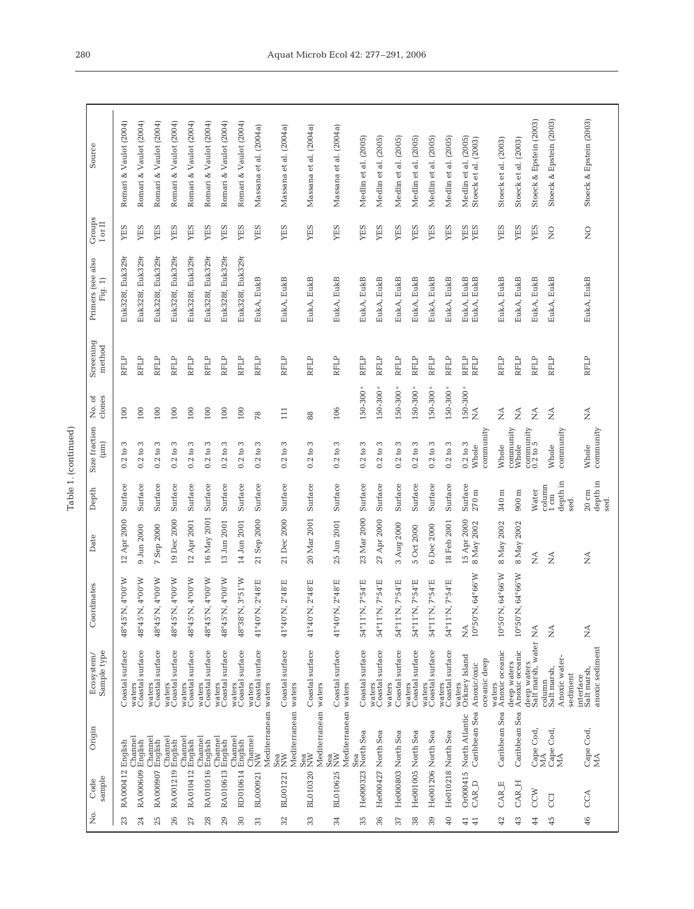Table 1. (continued)

| No. | Code sample | Origin | Ecosystem/ Sample type | Coordinates | Date | Depth | Size fraction (µm) | No. of clones | Screening method | Primers (see also Fig. 1) | Groups I or II | Source |
|---|---|---|---|---|---|---|---|---|---|---|---|---|
| 23 | RA000412 | English Channel | Coastal surface waters | 48°45'N, 4°00'W | 12 Apr 2000 | Surface | 0.2 to 3 | 100 | RFLP | Euk328f, Euk329r | YES | Romari & Vaulot (2004) |
| 24 | RA000609 | English Channel | Coastal surface waters | 48°45'N, 4°00'W | 9 Jun 2000 | Surface | 0.2 to 3 | 100 | RFLP | Euk328f, Euk329r | YES | Romari & Vaulot (2004) |
| 25 | RA000907 | English Channel | Coastal surface waters | 48°45'N, 4°00'W | 7 Sep 2000 | Surface | 0.2 to 3 | 100 | RFLP | Euk328f, Euk329r | YES | Romari & Vaulot (2004) |
| 26 | RA001219 | English Channel | Coastal surface waters | 48°45'N, 4°00'W | 19 Dec 2000 | Surface | 0.2 to 3 | 100 | RFLP | Euk328f, Euk329r | YES | Romari & Vaulot (2004) |
| 27 | RA010412 | English Channel | Coastal surface waters | 48°45'N, 4°00'W | 12 Apr 2001 | Surface | 0.2 to 3 | 100 | RFLP | Euk328f, Euk329r | YES | Romari & Vaulot (2004) |
| 28 | RA010516 | English Channel | Coastal surface waters | 48°45'N, 4°00'W | 16 May 2001 | Surface | 0.2 to 3 | 100 | RFLP | Euk328f, Euk329r | YES | Romari & Vaulot (2004) |
| 29 | RA010613 | English Channel | Coastal surface waters | 48°45'N, 4°00'W | 13 Jun 2001 | Surface | 0.2 to 3 | 100 | RFLP | Euk328f, Euk329r | YES | Romari & Vaulot (2004) |
| 30 | RD010614 | English Channel | Coastal surface waters | 48°38'N, 3°51'W | 14 Jun 2001 | Surface | 0.2 to 3 | 100 | RFLP | Euk328f, Euk329r | YES | Romari & Vaulot (2004) |
| 31 | BL000921 | NW Mediterranean Sea | Coastal surface waters | 41°40'N, 2°48'E | 21 Sep 2000 | Surface | 0.2 to 3 | 78 | RFLP | EukA, EukB | YES | Massana et al. (2004a) |
| 32 | BL001221 | NW Mediterranean Sea | Coastal surface waters | 41°40'N, 2°48'E | 21 Dec 2000 | Surface | 0.2 to 3 | 111 | RFLP | EukA, EukB | YES | Massana et al. (2004a) |
| 33 | BL010320 | NW Mediterranean Sea | Coastal surface waters | 41°40'N, 2°48'E | 20 Mar 2001 | Surface | 0.2 to 3 | 88 | RFLP | EukA, EukB | YES | Massana et al. (2004a) |
| 34 | BL010625 | NW Mediterranean Sea | Coastal surface waters | 41°40'N, 2°48'E | 25 Jun 2001 | Surface | 0.2 to 3 | 106 | RFLP | EukA, EukB | YES | Massana et al. (2004a) |
| 35 | He000323 | North Sea | Coastal surface waters | 54°11'N, 7°54'E | 23 Mar 2000 | Surface | 0.2 to 3 | 150-300 [a] | RFLP | EukA, EukB | YES | Medlin et al. (2005) |
| 36 | He000427 | North Sea | Coastal surface waters | 54°11'N, 7°54'E | 27 Apr 2000 | Surface | 0.2 to 3 | 150-300 [a] | RFLP | EukA, EukB | YES | Medlin et al. (2005) |
| 37 | He000803 | North Sea | Coastal surface waters | 54°11'N, 7°54'E | 3 Aug 2000 | Surface | 0.2 to 3 | 150-300 [a] | RFLP | EukA, EukB | YES | Medlin et al. (2005) |
| 38 | He001005 | North Sea | Coastal surface waters | 54°11'N, 7°54'E | 5 Oct 2000 | Surface | 0.2 to 3 | 150-300 [a] | RFLP | EukA, EukB | YES | Medlin et al. (2005) |
| 39 | He001206 | North Sea | Coastal surface waters | 54°11'N, 7°54'E | 6 Dec 2000 | Surface | 0.2 to 3 | 150-300 [a] | RFLP | EukA, EukB | YES | Medlin et al. (2005) |
| 40 | He010218 | North Sea | Coastal surface waters | 54°11'N, 7°54'E | 18 Feb 2001 | Surface | 0.2 to 3 | 150-300 [a] | RFLP | EukA, EukB | YES | Medlin et al. (2005) |
| 41 | Or000415 | North Atlantic | Orkney Island | NA | 15 Apr 2000 | Surface | 0.2 to 3 | 150-300 [a] | RFLP | EukA, EukB | YES | Medlin et al. (2005) |
| 41 | CAR_D | Caribbean Sea | Anoxic/oxic oceanic deep waters | 10°50'N, 64°66'W | 8 May 2002 | 270 m | Whole community | NA | RFLP | EukA, EukB | YES | Stoeck et al. (2003) |
| 42 | CAR_E | Caribbean Sea | Anoxic oceanic deep waters | 10°50'N, 64°66'W | 8 May 2002 | 340 m | Whole community | NA | RFLP | EukA, EukB | YES | Stoeck et al. (2003) |
| 43 | CAR_H | Caribbean Sea | Anoxic oceanic deep waters | 10°50'N, 64°66'W | 8 May 2002 | 900 m | Whole community | NA | RFLP | EukA, EukB | YES | Stoeck et al. (2003) |
| 44 | CCW | Cape Cod, MA | Salt marsh, water column | NA | NA | Water column | 0.2 to 5 | NA | RFLP | EukA, EukB | YES | Stoeck & Epstein (2003) |
| 45 | CCI | Cape Cod, MA | Salt marsh, Anoxic water-sediment interface | NA | NA | 1 cm depth in sed. | Whole community | NA | RFLP | EukA, EukB | NO | Stoeck & Epstein (2003) |
| 46 | CCA | Cape Cod, MA | Salt marsh, anoxic sediment | NA | NA | 20 cm depth in sed. | Whole community | NA | RFLP | EukA, EukB | NO | Stoeck & Epstein (2003) |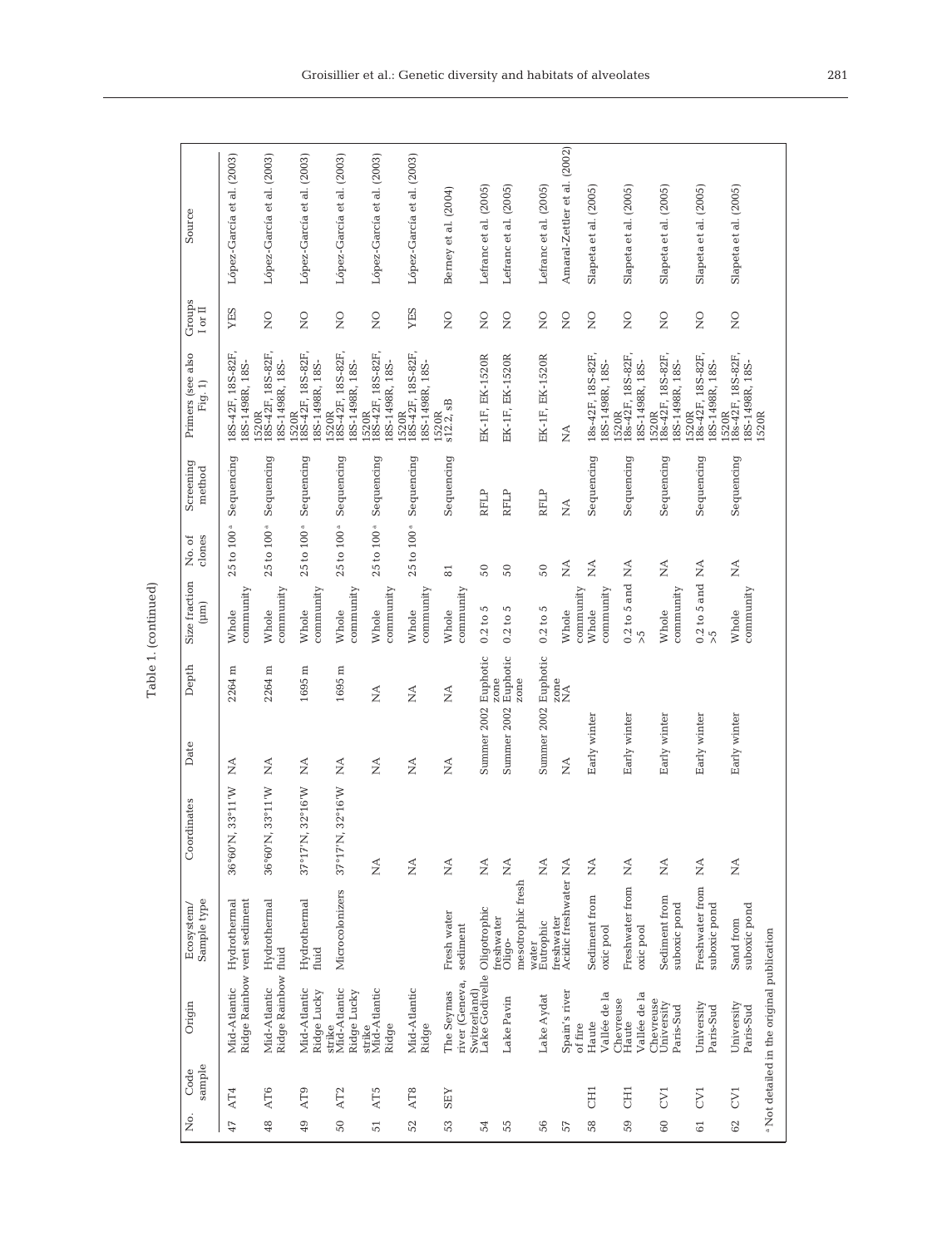Table 1. (continued)

| No. | Code sample | Origin | Ecosystem/ Sample type | Coordinates | Date | Depth | Size fraction (µm) | No. of clones | Screening method | Primers (see also Fig. 1) | Groups I or II | Source |
|---|---|---|---|---|---|---|---|---|---|---|---|---|
| 47 | AT4 | Mid-Atlantic Ridge Rainbow | Hydrothermal vent sediment | 36°60'N, 33°11'W | NA | 2264 m | Whole community | 25 to 100 [a] | Sequencing | 18S-42F, 18S-82F, 18S-1498R, 18S-1520R | YES | López-García et al. (2003) |
| 48 | AT6 | Mid-Atlantic Ridge Rainbow | Hydrothermal fluid | 36°60'N, 33°11'W | NA | 2264 m | Whole community | 25 to 100 [a] | Sequencing | 18S-42F, 18S-82F, 18S-1498R, 18S-1520R | NO | López-García et al. (2003) |
| 49 | AT9 | Mid-Atlantic Ridge Lucky strike | Hydrothermal fluid | 37°17'N, 32°16'W | NA | 1695 m | Whole community | 25 to 100 [a] | Sequencing | 18S-42F, 18S-82F, 18S-1498R, 18S-1520R | NO | López-García et al. (2003) |
| 50 | AT2 | Mid-Atlantic Ridge Lucky strike | Microcolonizers | 37°17'N, 32°16'W | NA | 1695 m | Whole community | 25 to 100 [a] | Sequencing | 18S-42F, 18S-82F, 18S-1498R, 18S-1520R | NO | López-García et al. (2003) |
| 51 | AT5 | Mid-Atlantic Ridge | | NA | NA | NA | Whole community | 25 to 100 [a] | Sequencing | 18S-42F, 18S-82F, 18S-1498R, 18S-1520R | NO | López-García et al. (2003) |
| 52 | AT8 | Mid-Atlantic Ridge | | NA | NA | NA | Whole community | 25 to 100 [a] | Sequencing | 18S-42F, 18S-82F, 18S-1498R, 18S-1520R | YES | López-García et al. (2003) |
| 53 | SEY | The Seymas river (Geneva, Switzerland) | Fresh water sediment | NA | NA | NA | Whole community | 81 | Sequencing | s12.2, sB | NO | Berney et al. (2004) |
| 54 | | Lake Godivelle | Oligotrophic freshwater | NA | Summer 2002 | Euphotic zone | 0.2 to 5 | 50 | RFLP | EK-1F, EK-1520R | NO | Lefranc et al. (2005) |
| 55 | | Lake Pavin | Oligo-mesotrophic fresh water | NA | Summer 2002 | Euphotic zone | 0.2 to 5 | 50 | RFLP | EK-1F, EK-1520R | NO | Lefranc et al. (2005) |
| 56 | | Lake Aydat | Eutrophic freshwater | NA | Summer 2002 | Euphotic zone | 0.2 to 5 | 50 | RFLP | EK-1F, EK-1520R | NO | Lefranc et al. (2005) |
| 57 | | Spain's river of fire | Acidic freshwater | NA | NA | NA | Whole community | NA | NA | NA | NO | Amaral-Zettler et al. (2002) |
| 58 | CH1 | Haute Vallée de la Chevreuse | Sediment from oxic pool | NA | Early winter | | Whole community | NA | Sequencing | 18s-42F, 18S-82F, 18S-1498R, 18S-1520R | NO | Slapeta et al. (2005) |
| 59 | CH1 | Haute Vallée de la Chevreuse | Freshwater from oxic pool | NA | Early winter | | 0.2 to 5 and >5 | NA | Sequencing | 18s-42F, 18S-82F, 18S-1498R, 18S-1520R | NO | Slapeta et al. (2005) |
| 60 | CV1 | University Paris-Sud | Sediment from suboxic pond | NA | Early winter | | Whole community | NA | Sequencing | 18s-42F, 18S-82F, 18S-1498R, 18S-1520R | NO | Slapeta et al. (2005) |
| 61 | CV1 | University Paris-Sud | Freshwater from suboxic pond | NA | Early winter | | 0.2 to 5 and >5 | NA | Sequencing | 18s-42F, 18S-82F, 18S-1498R, 18S-1520R | NO | Slapeta et al. (2005) |
| 62 | CV1 | University Paris-Sud | Sand from suboxic pond | NA | Early winter | | Whole community | NA | Sequencing | 18s-42F, 18S-82F, 18S-1498R, 18S-1520R | NO | Slapeta et al. (2005) |

[a] Not detailed in the original publication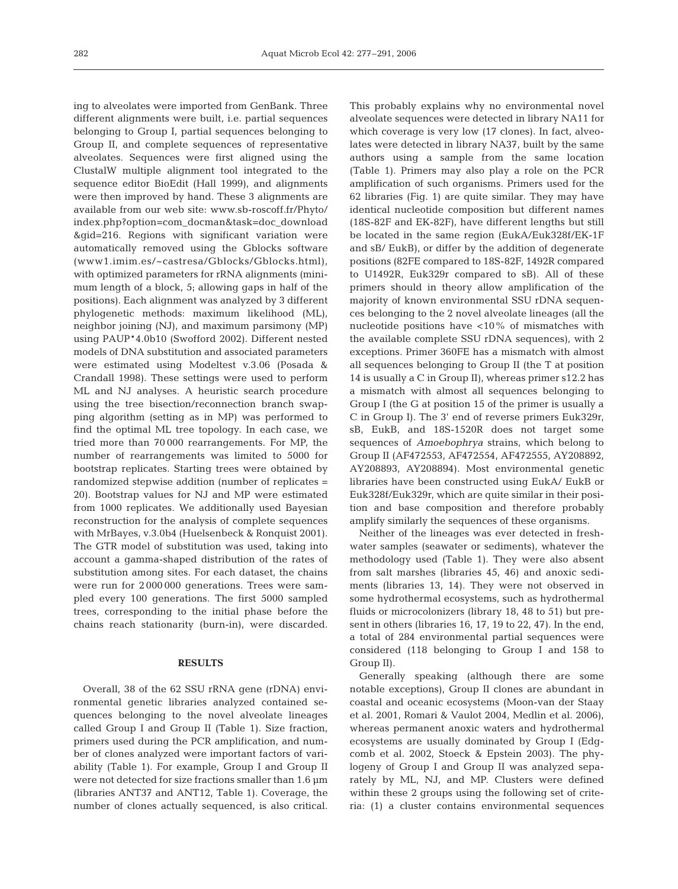ing to alveolates were imported from GenBank. Three different alignments were built, i.e. partial sequences belonging to Group I, partial sequences belonging to Group II, and complete sequences of representative alveolates. Sequences were first aligned using the ClustalW multiple alignment tool integrated to the sequence editor BioEdit (Hall 1999), and alignments were then improved by hand. These 3 alignments are available from our web site: www.sb-roscoff.fr/Phyto/index.php?option=com_docman&task=doc_download&gid=216. Regions with significant variation were automatically removed using the Gblocks software (www1.imim.es/~castresa/Gblocks/Gblocks.html), with optimized parameters for rRNA alignments (minimum length of a block, 5; allowing gaps in half of the positions). Each alignment was analyzed by 3 different phylogenetic methods: maximum likelihood (ML), neighbor joining (NJ), and maximum parsimony (MP) using PAUP*4.0b10 (Swofford 2002). Different nested models of DNA substitution and associated parameters were estimated using Modeltest v.3.06 (Posada & Crandall 1998). These settings were used to perform ML and NJ analyses. A heuristic search procedure using the tree bisection/reconnection branch swapping algorithm (setting as in MP) was performed to find the optimal ML tree topology. In each case, we tried more than 70 000 rearrangements. For MP, the number of rearrangements was limited to 5000 for bootstrap replicates. Starting trees were obtained by randomized stepwise addition (number of replicates = 20). Bootstrap values for NJ and MP were estimated from 1000 replicates. We additionally used Bayesian reconstruction for the analysis of complete sequences with MrBayes, v.3.0b4 (Huelsenbeck & Ronquist 2001). The GTR model of substitution was used, taking into account a gamma-shaped distribution of the rates of substitution among sites. For each dataset, the chains were run for 2 000 000 generations. Trees were sampled every 100 generations. The first 5000 sampled trees, corresponding to the initial phase before the chains reach stationarity (burn-in), were discarded.

## RESULTS

Overall, 38 of the 62 SSU rRNA gene (rDNA) environmental genetic libraries analyzed contained sequences belonging to the novel alveolate lineages called Group I and Group II (Table 1). Size fraction, primers used during the PCR amplification, and number of clones analyzed were important factors of variability (Table 1). For example, Group I and Group II were not detected for size fractions smaller than 1.6 µm (libraries ANT37 and ANT12, Table 1). Coverage, the number of clones actually sequenced, is also critical. This probably explains why no environmental novel alveolate sequences were detected in library NA11 for which coverage is very low (17 clones). In fact, alveolates were detected in library NA37, built by the same authors using a sample from the same location (Table 1). Primers may also play a role on the PCR amplification of such organisms. Primers used for the 62 libraries (Fig. 1) are quite similar. They may have identical nucleotide composition but different names (18S-82F and EK-82F), have different lengths but still be located in the same region (EukA/Euk328f/EK-1F and sB/ EukB), or differ by the addition of degenerate positions (82FE compared to 18S-82F, 1492R compared to U1492R, Euk329r compared to sB). All of these primers should in theory allow amplification of the majority of known environmental SSU rDNA sequences belonging to the 2 novel alveolate lineages (all the nucleotide positions have <10% of mismatches with the available complete SSU rDNA sequences), with 2 exceptions. Primer 360FE has a mismatch with almost all sequences belonging to Group II (the T at position 14 is usually a C in Group II), whereas primer s12.2 has a mismatch with almost all sequences belonging to Group I (the G at position 15 of the primer is usually a C in Group I). The 3′ end of reverse primers Euk329r, sB, EukB, and 18S-1520R does not target some sequences of *Amoebophrya* strains, which belong to Group II (AF472553, AF472554, AF472555, AY208892, AY208893, AY208894). Most environmental genetic libraries have been constructed using EukA/ EukB or Euk328f/Euk329r, which are quite similar in their position and base composition and therefore probably amplify similarly the sequences of these organisms.

Neither of the lineages was ever detected in freshwater samples (seawater or sediments), whatever the methodology used (Table 1). They were also absent from salt marshes (libraries 45, 46) and anoxic sediments (libraries 13, 14). They were not observed in some hydrothermal ecosystems, such as hydrothermal fluids or microcolonizers (library 18, 48 to 51) but present in others (libraries 16, 17, 19 to 22, 47). In the end, a total of 284 environmental partial sequences were considered (118 belonging to Group I and 158 to Group II).

Generally speaking (although there are some notable exceptions), Group II clones are abundant in coastal and oceanic ecosystems (Moon-van der Staay et al. 2001, Romari & Vaulot 2004, Medlin et al. 2006), whereas permanent anoxic waters and hydrothermal ecosystems are usually dominated by Group I (Edgcomb et al. 2002, Stoeck & Epstein 2003). The phylogeny of Group I and Group II was analyzed separately by ML, NJ, and MP. Clusters were defined within these 2 groups using the following set of criteria: (1) a cluster contains environmental sequences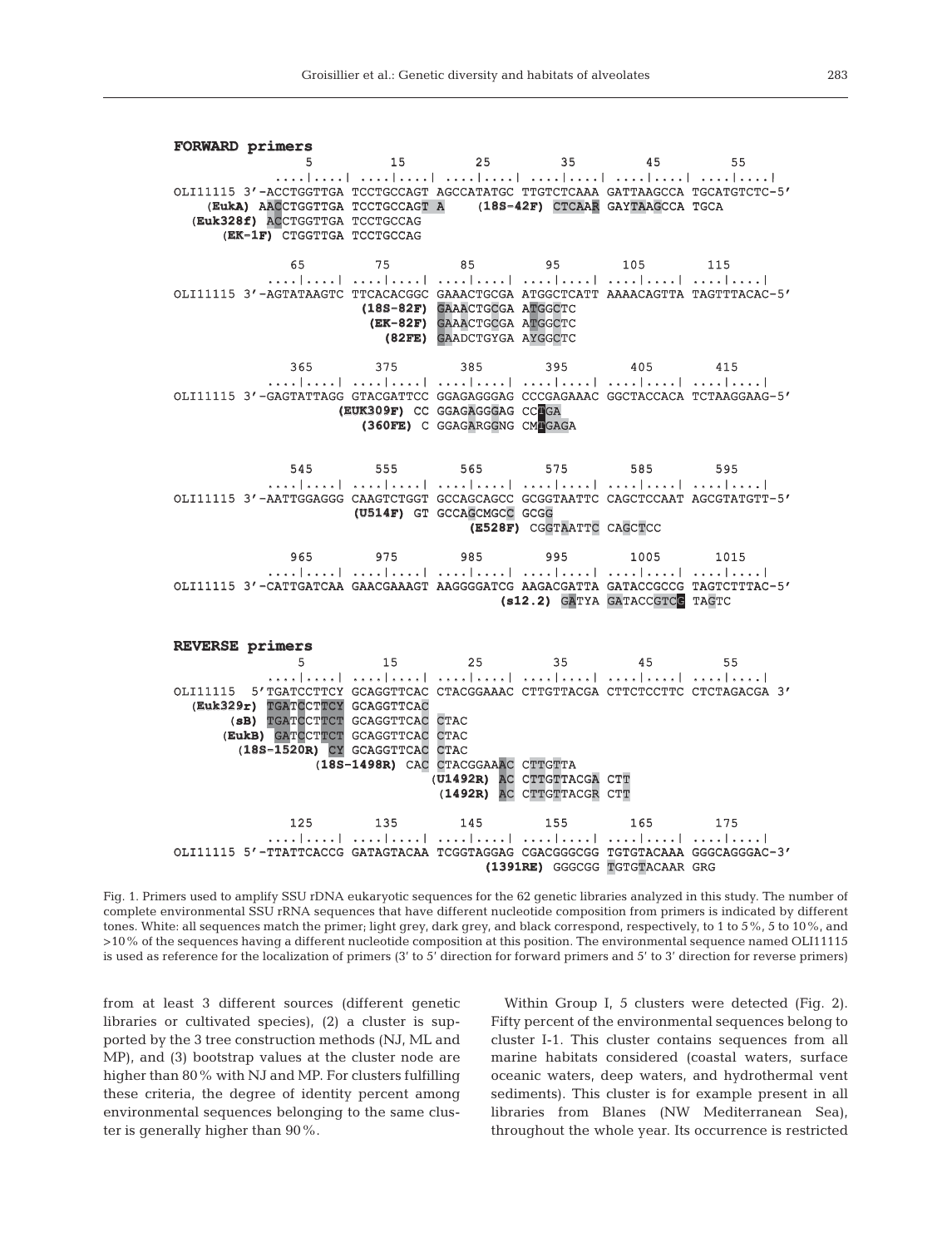**FORWARD primers**

```
                  5          15          25          35          45          55
          ....|....| ....|....| ....|....| ....|....| ....|....| ....|....|
OLI11115 3'-ACCTGGTTGA TCCTGCCAGT AGCCATATGC TTGTCTCAAA GATTAAGCCA TGCATGTCTC-5'
    (EukA) AACCTGGTTGA TCCTGCCAGT A    (18S-42F) CTCAAR GAYTAAGCCA TGCA
  (Euk328f) ACCTGGTTGA TCCTGCCAG
      (EK-1F) CTGGTTGA TCCTGCCAG

                 65          75          85          95         105         115
          ....|....| ....|....| ....|....| ....|....| ....|....| ....|....|
OLI11115 3'-AGTATAAGTC TTCACACGGC GAAACTGCGA ATGGCTCATT AAAACAGTTA TAGTTTACAC-5'
                      (18S-82F) GAAACTGCGA ATGGCTC
                       (EK-82F) GAAACTGCGA ATGGCTC
                         (82FE) GAADCTGYGA AYGGCTC

                365         375         385         395         405         415
          ....|....| ....|....| ....|....| ....|....| ....|....| ....|....|
OLI11115 3'-GAGTATTAGG GTACGATTCC GGAGAGGGAG CCCGAGAAAC GGCTACCACA TCTAAGGAAG-5'
                     (EUK309F) CC GGAGAGGGAG CCTGA
                        (360FE) C GGAGARGGNG CMTGAGA

                545         555         565         575         585         595
          ....|....| ....|....| ....|....| ....|....| ....|....| ....|....|
OLI11115 3'-AATTGGAGGG CAAGTCTGGT GCCAGCAGCC GCGGTAATTC CAGCTCCAAT AGCGTATGTT-5'
                      (U514F) GT GCCAGCMGCC GCGG
                                     (E528F) CGGTAATTC CAGCTCC

                965         975         985         995        1005        1015
          ....|....| ....|....| ....|....| ....|....| ....|....| ....|....|
OLI11115 3'-CATTGATCAA GAACGAAAGT AAGGGGATCG AAGACGATTA GATACCGCCG TAGTCTTTAC-5'
                                              (s12.2) GATYA GATACCGTCG TAGTC
```

**REVERSE primers**

```
                  5          15          25          35          45          55
          ....|....| ....|....| ....|....| ....|....| ....|....| ....|....|
OLI11115  5'TGATCCTTCY GCAGGTTCAC CTACGGAAAC CTTGTTACGA CTTCTCCTTC CTCTAGACGA 3'
  (Euk329r) TGATCCTTCY GCAGGTTCAC
       (sB) TGATCCTTCT GCAGGTTCAC CTAC
     (EukB) GATCCTTCT GCAGGTTCAC CTAC
   (18S-1520R) CY GCAGGTTCAC CTAC
            (18S-1498R) CAC CTACGGAAAC CTTGTTA
                          (U1492R) AC CTTGTTACGA CTT
                           (1492R) AC CTTGTTACGR CTT

                125         135         145         155         165         175
          ....|....| ....|....| ....|....| ....|....| ....|....| ....|....|
OLI11115 5'-TTATTCACCG GATAGTACAA TCGGTAGGAG CGACGGGCGG TGTGTACAAA GGGCAGGGAC-3'
                                        (1391RE) GGGCGG TGTGTACAAR GRG
```

Fig. 1. Primers used to amplify SSU rDNA eukaryotic sequences for the 62 genetic libraries analyzed in this study. The number of complete environmental SSU rRNA sequences that have different nucleotide composition from primers is indicated by different tones. White: all sequences match the primer; light grey, dark grey, and black correspond, respectively, to 1 to 5%, 5 to 10%, and >10% of the sequences having a different nucleotide composition at this position. The environmental sequence named OLI11115 is used as reference for the localization of primers (3′ to 5′ direction for forward primers and 5′ to 3′ direction for reverse primers)

from at least 3 different sources (different genetic libraries or cultivated species), (2) a cluster is supported by the 3 tree construction methods (NJ, ML and MP), and (3) bootstrap values at the cluster node are higher than 80% with NJ and MP. For clusters fulfilling these criteria, the degree of identity percent among environmental sequences belonging to the same cluster is generally higher than 90%.

Within Group I, 5 clusters were detected (Fig. 2). Fifty percent of the environmental sequences belong to cluster I-1. This cluster contains sequences from all marine habitats considered (coastal waters, surface oceanic waters, deep waters, and hydrothermal vent sediments). This cluster is for example present in all libraries from Blanes (NW Mediterranean Sea), throughout the whole year. Its occurrence is restricted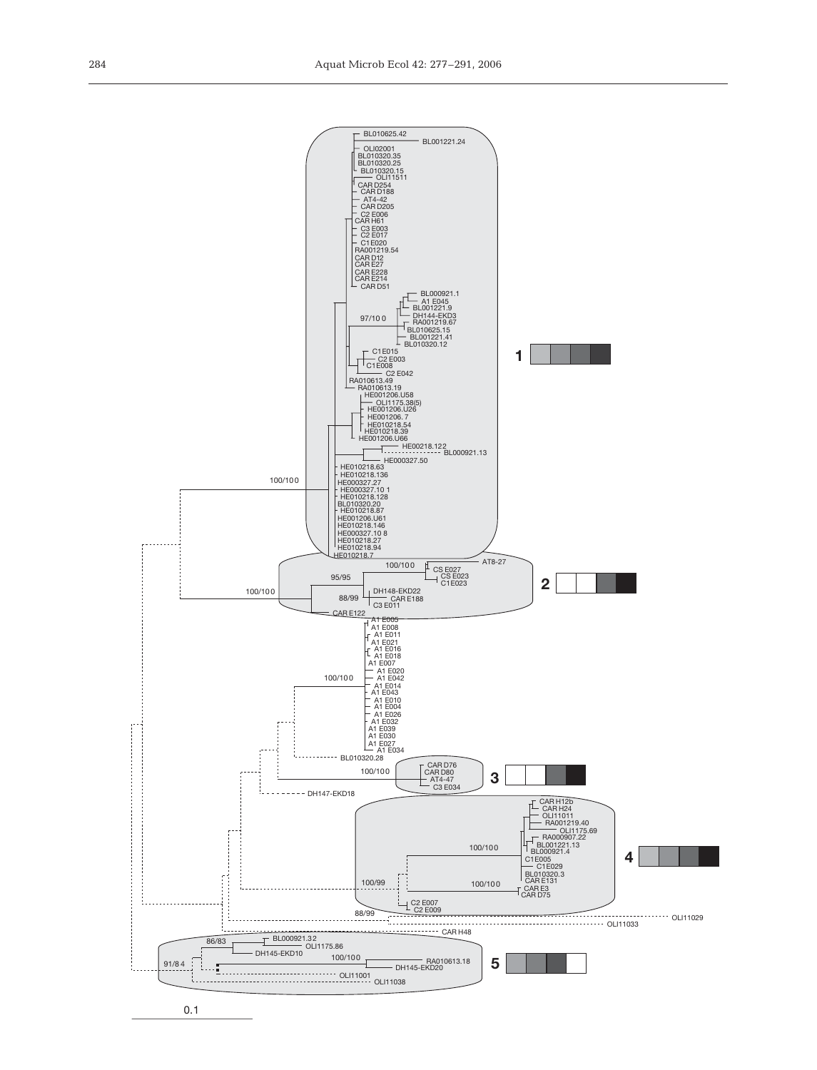BL010625.42
BL001221.24
OLI02001
BL010320.35
BL010320.25
BL010320.15
OLI11511
CAR D254
CAR D188
AT4-42
CAR D205
C2 E006
CAR H61
C3 E003
C2 E017
C1E020
RA001219.54
CAR D12
CAR E27
CAR E228
CAR E214
CAR D51
BL000921.1
A1 E045
BL001221.9
97/100
DH144-EKD3
RA001219.67
BL010625.15
BL001221.41
BL010320.12
C1E015
C2 E003
C1E008
C2 E042
RA010613.49
RA010613.19
HE001206.U58
OLI1175.38(5)
HE001206.U26
HE001206.7
HE010218.54
HE010218.39
HE001206.U66
HE00218.122
BL000921.13
HE000327.50
HE010218.63
HE010218.136
100/100
HE000327.27
HE000327.10 1
HE010218.128
BL010320.20
HE010218.87
HE001206.U61
HE010218.146
HE000327.10 8
HE010218.27
HE010218.94
HE010218.7

1

100/100
AT8-27
CS E027
CS E023
C1E023
95/95
DH148-EKD22
88/99
CAR E188
C3 E011
100/100
CAR E122

2

A1 E005
A1 E008
A1 E011
A1 E021
A1 E016
A1 E018
A1 E007
A1 E020
A1 E042
100/100
A1 E014
A1 E043
A1 E010
A1 E004
A1 E026
A1 E032
A1 E039
A1 E030
A1 E027
A1 E034
BL010320.28

CAR D76
CAR D80
100/100
AT4-47
C3 E034

3

DH147-EKD18

CAR H12b
CAR H24
OLI11011
RA001219.40
OLI1175.69
RA000907.22
BL001221.13
100/100
BL000921.4
C1E005
C1E029
BL010320.3
CAR E131
100/99
100/100
CAR E3
CAR D75
C2 E007
C2 E009

4

88/99
OLI11029
OLI11033
CAR H48

86/83
BL000921.32
OLI1175.86
DH145-EKD10
100/100
RA010613.18
91/84
DH145-EKD20
OLI11001
OLI11038

5

0.1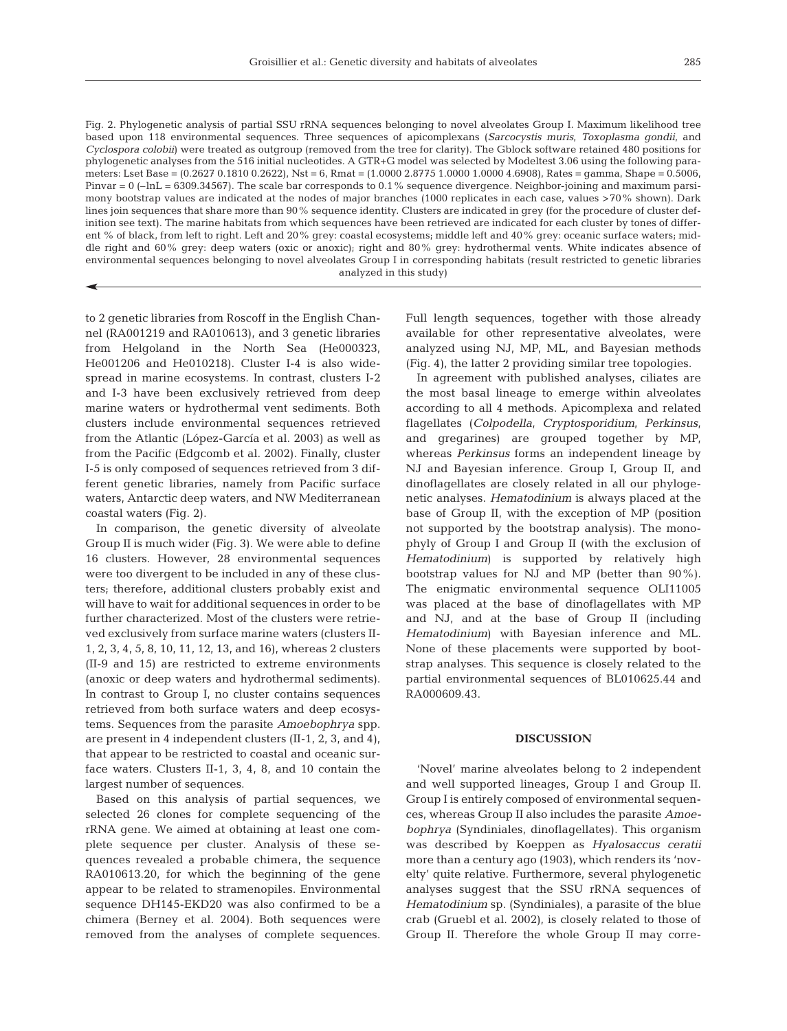Fig. 2. Phylogenetic analysis of partial SSU rRNA sequences belonging to novel alveolates Group I. Maximum likelihood tree based upon 118 environmental sequences. Three sequences of apicomplexans (*Sarcocystis muris*, *Toxoplasma gondii*, and *Cyclospora colobii*) were treated as outgroup (removed from the tree for clarity). The Gblock software retained 480 positions for phylogenetic analyses from the 516 initial nucleotides. A GTR+G model was selected by Modeltest 3.06 using the following parameters: Lset Base = (0.2627 0.1810 0.2622), Nst = 6, Rmat = (1.0000 2.8775 1.0000 1.0000 4.6908), Rates = gamma, Shape = 0.5006, Pinvar = 0 (–lnL = 6309.34567). The scale bar corresponds to 0.1% sequence divergence. Neighbor-joining and maximum parsimony bootstrap values are indicated at the nodes of major branches (1000 replicates in each case, values >70% shown). Dark lines join sequences that share more than 90% sequence identity. Clusters are indicated in grey (for the procedure of cluster definition see text). The marine habitats from which sequences have been retrieved are indicated for each cluster by tones of different % of black, from left to right. Left and 20% grey: coastal ecosystems; middle left and 40% grey: oceanic surface waters; middle right and 60% grey: deep waters (oxic or anoxic); right and 80% grey: hydrothermal vents. White indicates absence of environmental sequences belonging to novel alveolates Group I in corresponding habitats (result restricted to genetic libraries analyzed in this study)

to 2 genetic libraries from Roscoff in the English Channel (RA001219 and RA010613), and 3 genetic libraries from Helgoland in the North Sea (He000323, He001206 and He010218). Cluster I-4 is also widespread in marine ecosystems. In contrast, clusters I-2 and I-3 have been exclusively retrieved from deep marine waters or hydrothermal vent sediments. Both clusters include environmental sequences retrieved from the Atlantic (López-García et al. 2003) as well as from the Pacific (Edgcomb et al. 2002). Finally, cluster I-5 is only composed of sequences retrieved from 3 different genetic libraries, namely from Pacific surface waters, Antarctic deep waters, and NW Mediterranean coastal waters (Fig. 2).

In comparison, the genetic diversity of alveolate Group II is much wider (Fig. 3). We were able to define 16 clusters. However, 28 environmental sequences were too divergent to be included in any of these clusters; therefore, additional clusters probably exist and will have to wait for additional sequences in order to be further characterized. Most of the clusters were retrieved exclusively from surface marine waters (clusters II-1, 2, 3, 4, 5, 8, 10, 11, 12, 13, and 16), whereas 2 clusters (II-9 and 15) are restricted to extreme environments (anoxic or deep waters and hydrothermal sediments). In contrast to Group I, no cluster contains sequences retrieved from both surface waters and deep ecosystems. Sequences from the parasite *Amoebophrya* spp. are present in 4 independent clusters (II-1, 2, 3, and 4), that appear to be restricted to coastal and oceanic surface waters. Clusters II-1, 3, 4, 8, and 10 contain the largest number of sequences.

Based on this analysis of partial sequences, we selected 26 clones for complete sequencing of the rRNA gene. We aimed at obtaining at least one complete sequence per cluster. Analysis of these sequences revealed a probable chimera, the sequence RA010613.20, for which the beginning of the gene appear to be related to stramenopiles. Environmental sequence DH145-EKD20 was also confirmed to be a chimera (Berney et al. 2004). Both sequences were removed from the analyses of complete sequences. Full length sequences, together with those already available for other representative alveolates, were analyzed using NJ, MP, ML, and Bayesian methods (Fig. 4), the latter 2 providing similar tree topologies.

In agreement with published analyses, ciliates are the most basal lineage to emerge within alveolates according to all 4 methods. Apicomplexa and related flagellates (*Colpodella*, *Cryptosporidium*, *Perkinsus*, and gregarines) are grouped together by MP, whereas *Perkinsus* forms an independent lineage by NJ and Bayesian inference. Group I, Group II, and dinoflagellates are closely related in all our phylogenetic analyses. *Hematodinium* is always placed at the base of Group II, with the exception of MP (position not supported by the bootstrap analysis). The monophyly of Group I and Group II (with the exclusion of *Hematodinium*) is supported by relatively high bootstrap values for NJ and MP (better than 90%). The enigmatic environmental sequence OLI11005 was placed at the base of dinoflagellates with MP and NJ, and at the base of Group II (including *Hematodinium*) with Bayesian inference and ML. None of these placements were supported by bootstrap analyses. This sequence is closely related to the partial environmental sequences of BL010625.44 and RA000609.43.

## DISCUSSION

'Novel' marine alveolates belong to 2 independent and well supported lineages, Group I and Group II. Group I is entirely composed of environmental sequences, whereas Group II also includes the parasite *Amoebophrya* (Syndiniales, dinoflagellates). This organism was described by Koeppen as *Hyalosaccus ceratii* more than a century ago (1903), which renders its 'novelty' quite relative. Furthermore, several phylogenetic analyses suggest that the SSU rRNA sequences of *Hematodinium* sp. (Syndiniales), a parasite of the blue crab (Gruebl et al. 2002), is closely related to those of Group II. Therefore the whole Group II may corre-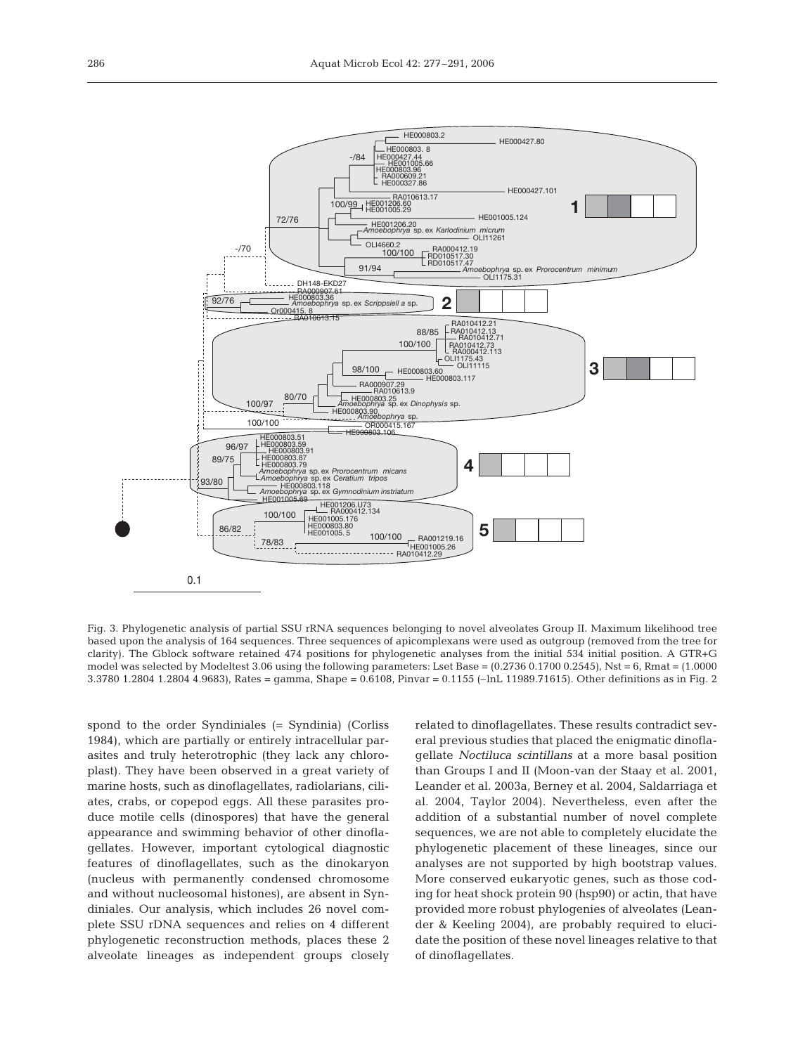Fig. 3. Phylogenetic analysis of partial SSU rRNA sequences belonging to novel alveolates Group II. Maximum likelihood tree based upon the analysis of 164 sequences. Three sequences of apicomplexans were used as outgroup (removed from the tree for clarity). The Gblock software retained 474 positions for phylogenetic analyses from the initial 534 initial position. A GTR+G model was selected by Modeltest 3.06 using the following parameters: Lset Base = (0.2736 0.1700 0.2545), Nst = 6, Rmat = (1.0000 3.3780 1.2804 1.2804 4.9683), Rates = gamma, Shape = 0.6108, Pinvar = 0.1155 (–lnL 11989.71615). Other definitions as in Fig. 2

spond to the order Syndiniales (= Syndinia) (Corliss 1984), which are partially or entirely intracellular parasites and truly heterotrophic (they lack any chloroplast). They have been observed in a great variety of marine hosts, such as dinoflagellates, radiolarians, ciliates, crabs, or copepod eggs. All these parasites produce motile cells (dinospores) that have the general appearance and swimming behavior of other dinoflagellates. However, important cytological diagnostic features of dinoflagellates, such as the dinokaryon (nucleus with permanently condensed chromosome and without nucleosomal histones), are absent in Syndiniales. Our analysis, which includes 26 novel complete SSU rDNA sequences and relies on 4 different phylogenetic reconstruction methods, places these 2 alveolate lineages as independent groups closely related to dinoflagellates. These results contradict several previous studies that placed the enigmatic dinoflagellate *Noctiluca scintillans* at a more basal position than Groups I and II (Moon-van der Staay et al. 2001, Leander et al. 2003a, Berney et al. 2004, Saldarriaga et al. 2004, Taylor 2004). Nevertheless, even after the addition of a substantial number of novel complete sequences, we are not able to completely elucidate the phylogenetic placement of these lineages, since our analyses are not supported by high bootstrap values. More conserved eukaryotic genes, such as those coding for heat shock protein 90 (hsp90) or actin, that have provided more robust phylogenies of alveolates (Leander & Keeling 2004), are probably required to elucidate the position of these novel lineages relative to that of dinoflagellates.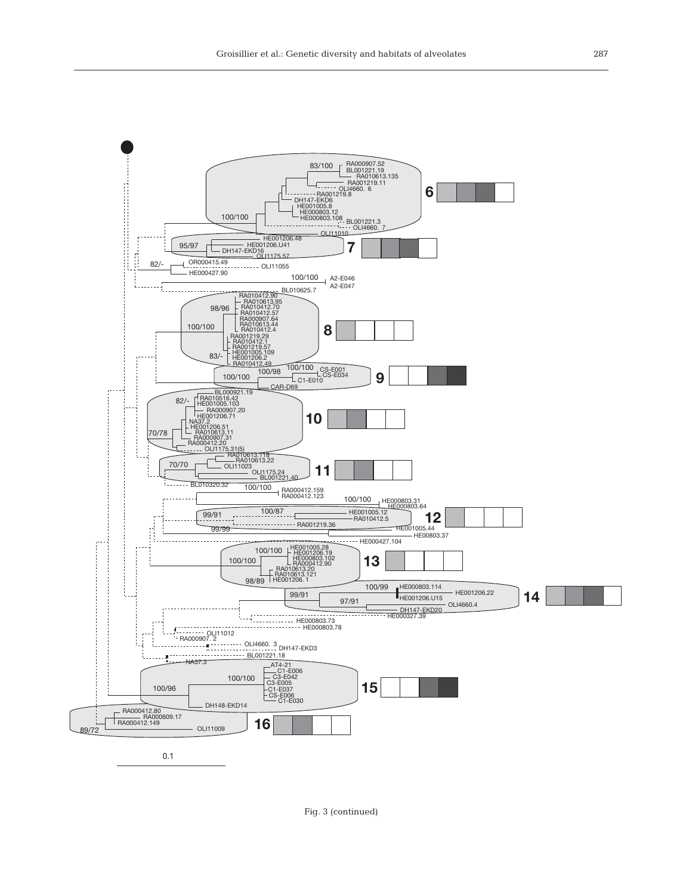Fig. 3 (continued)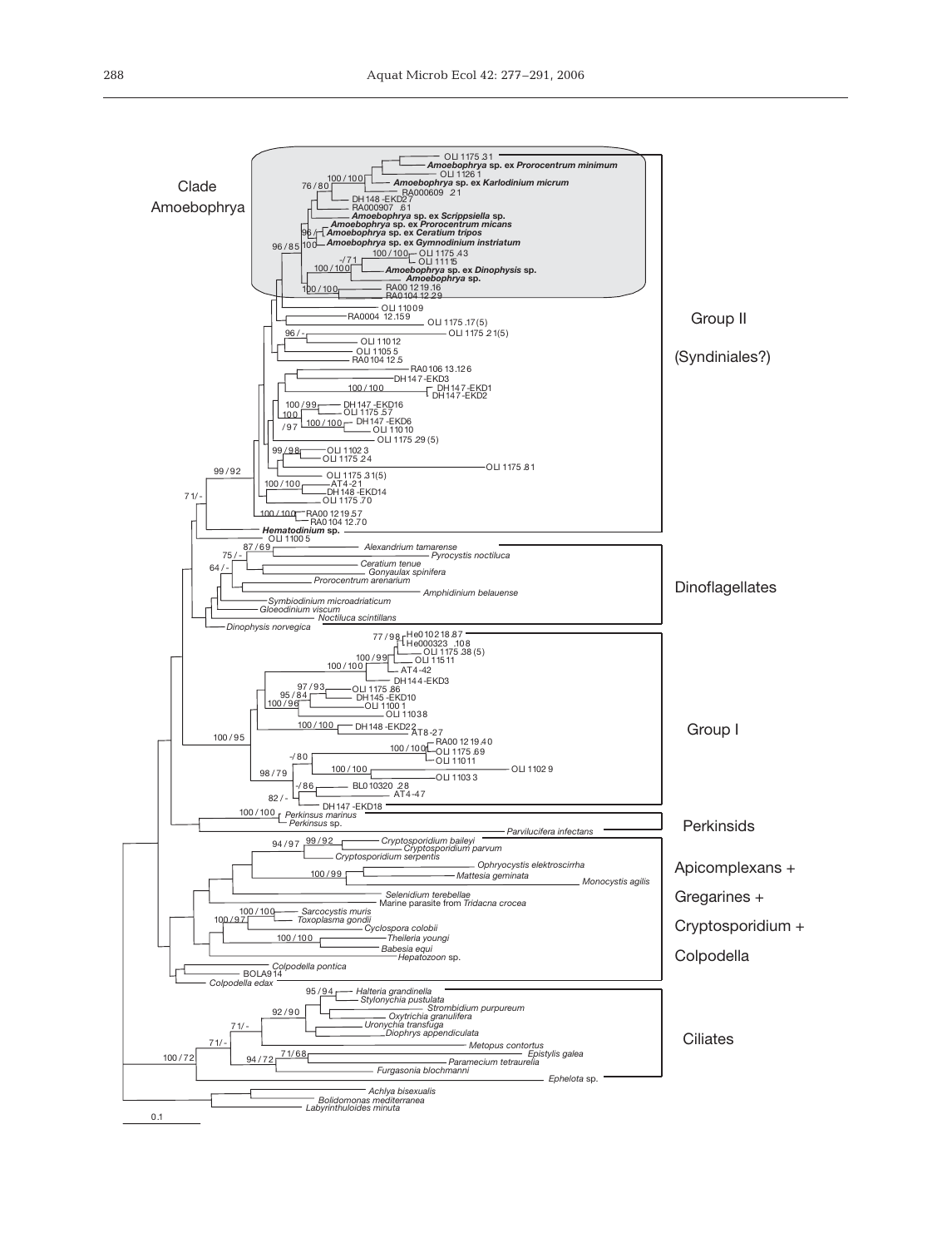Clade Amoebophrya

- OLI 1175.31
- ***Amoebophrya* sp. ex *Prorocentrum minimum***
- OLI 11261
- ***Amoebophrya* sp. ex *Karlodinium micrum***
- RA000609.21
- DH148-EKD27
- RA000907.61
- ***Amoebophrya* sp. ex *Scrippsiella* sp.**
- ***Amoebophrya* sp. ex *Prorocentrum micans***
- ***Amoebophrya* sp. ex *Ceratium tripos***
- ***Amoebophrya* sp. ex *Gymnodinium instriatum***
- OLI 1175.43
- OLI 11115
- ***Amoebophrya* sp. ex *Dinophysis* sp.**
- ***Amoebophrya* sp.**
- RA001219.16
- RA010412.29

Group II (Syndiniales?)

- OLI 11009
- RA000412.159
- OLI 1175.17(5)
- OLI 1175.21(5)
- OLI 11012
- OLI 11055
- RA010412.5
- RA010613.126
- DH147-EKD3
- DH147-EKD1
- DH147-EKD2
- DH147-EKD16
- OLI 1175.57
- DH147-EKD6
- OLI 11010
- OLI 1175.29(5)
- OLI 11023
- OLI 1175.24
- OLI 1175.81
- OLI 1175.31(5)
- AT4-21
- DH148-EKD14
- OLI 1175.70
- RA001219.57
- RA010412.70
- ***Hematodinium* sp.**
- OLI 11005

Dinoflagellates

- *Alexandrium tamarense*
- *Pyrocystis noctiluca*
- *Ceratium tenue*
- *Gonyaulax spinifera*
- *Prorocentrum arenarium*
- *Amphidinium belauense*
- *Symbiodinium microadriaticum*
- *Gloeodinium viscum*
- *Noctiluca scintillans*
- *Dinophysis norvegica*

Group I

- He010218.87
- He000323.108
- OLI 1175.38(5)
- OLI 11511
- AT4-42
- DH144-EKD3
- OLI 1175.86
- DH145-EKD10
- OLI 11001
- OLI 11038
- DH148-EKD22
- AT8-27
- RA001219.40
- OLI 1175.69
- OLI 11011
- OLI 11029
- OLI 11033
- BL010320.28
- AT4-47
- DH147-EKD18

Perkinsids

- *Perkinsus marinus*
- *Perkinsus* sp.
- *Parvilucifera infectans*

Apicomplexans + Gregarines + Cryptosporidium + Colpodella

- *Cryptosporidium baileyi*
- *Cryptosporidium parvum*
- *Cryptosporidium serpentis*
- *Ophryocystis elektroscirrha*
- *Mattesia geminata*
- *Monocystis agilis*
- *Selenidium terebellae*
- Marine parasite from *Tridacna crocea*
- *Sarcocystis muris*
- *Toxoplasma gondii*
- *Cyclospora colobii*
- *Theileria youngi*
- *Babesia equi*
- *Hepatozoon* sp.
- *Colpodella pontica*
- BOLA914
- *Colpodella edax*

Ciliates

- *Halteria grandinella*
- *Stylonychia pustulata*
- *Strombidium purpureum*
- *Oxytrichia granulifera*
- *Uronychia transfuga*
- *Diophrys appendiculata*
- *Metopus contortus*
- *Epistylis galea*
- *Paramecium tetraurelia*
- *Furgasonia blochmanni*
- *Ephelota* sp.

Outgroup

- *Achlya bisexualis*
- *Bolidomonas mediterranea*
- *Labyrinthuloides minuta*

0.1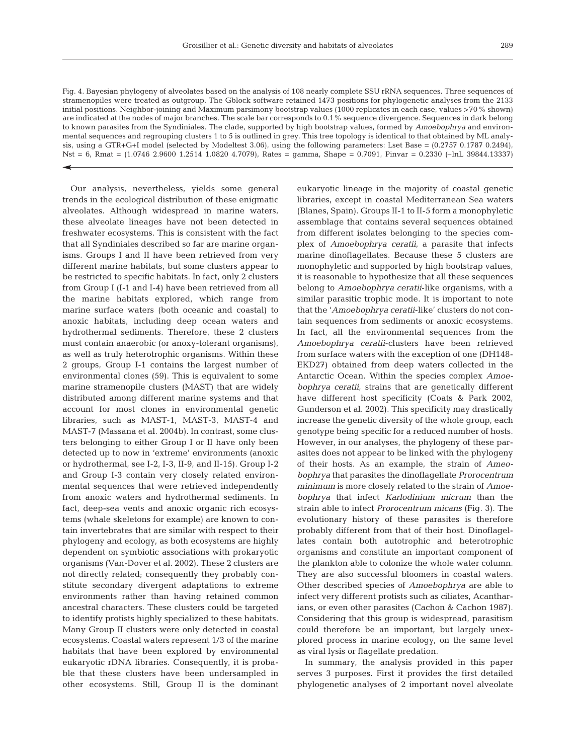Fig. 4. Bayesian phylogeny of alveolates based on the analysis of 108 nearly complete SSU rRNA sequences. Three sequences of stramenopiles were treated as outgroup. The Gblock software retained 1473 positions for phylogenetic analyses from the 2133 initial positions. Neighbor-joining and Maximum parsimony bootstrap values (1000 replicates in each case, values >70% shown) are indicated at the nodes of major branches. The scale bar corresponds to 0.1% sequence divergence. Sequences in dark belong to known parasites from the Syndiniales. The clade, supported by high bootstrap values, formed by *Amoebophrya* and environmental sequences and regrouping clusters 1 to 5 is outlined in grey. This tree topology is identical to that obtained by ML analysis, using a GTR+G+I model (selected by Modeltest 3.06), using the following parameters: Lset Base = (0.2757 0.1787 0.2494), Nst = 6, Rmat = (1.0746 2.9600 1.2514 1.0820 4.7079), Rates = gamma, Shape = 0.7091, Pinvar = 0.2330 (–lnL 39844.13337)

Our analysis, nevertheless, yields some general trends in the ecological distribution of these enigmatic alveolates. Although widespread in marine waters, these alveolate lineages have not been detected in freshwater ecosystems. This is consistent with the fact that all Syndiniales described so far are marine organisms. Groups I and II have been retrieved from very different marine habitats, but some clusters appear to be restricted to specific habitats. In fact, only 2 clusters from Group I (I-1 and I-4) have been retrieved from all the marine habitats explored, which range from marine surface waters (both oceanic and coastal) to anoxic habitats, including deep ocean waters and hydrothermal sediments. Therefore, these 2 clusters must contain anaerobic (or anoxy-tolerant organisms), as well as truly heterotrophic organisms. Within these 2 groups, Group I-1 contains the largest number of environmental clones (59). This is equivalent to some marine stramenopile clusters (MAST) that are widely distributed among different marine systems and that account for most clones in environmental genetic libraries, such as MAST-1, MAST-3, MAST-4 and MAST-7 (Massana et al. 2004b). In contrast, some clusters belonging to either Group I or II have only been detected up to now in 'extreme' environments (anoxic or hydrothermal, see I-2, I-3, II-9, and II-15). Group I-2 and Group I-3 contain very closely related environmental sequences that were retrieved independently from anoxic waters and hydrothermal sediments. In fact, deep-sea vents and anoxic organic rich ecosystems (whale skeletons for example) are known to contain invertebrates that are similar with respect to their phylogeny and ecology, as both ecosystems are highly dependent on symbiotic associations with prokaryotic organisms (Van-Dover et al. 2002). These 2 clusters are not directly related; consequently they probably constitute secondary divergent adaptations to extreme environments rather than having retained common ancestral characters. These clusters could be targeted to identify protists highly specialized to these habitats. Many Group II clusters were only detected in coastal ecosystems. Coastal waters represent 1/3 of the marine habitats that have been explored by environmental eukaryotic rDNA libraries. Consequently, it is probable that these clusters have been undersampled in other ecosystems. Still, Group II is the dominant eukaryotic lineage in the majority of coastal genetic libraries, except in coastal Mediterranean Sea waters (Blanes, Spain). Groups II-1 to II-5 form a monophyletic assemblage that contains several sequences obtained from different isolates belonging to the species complex of *Amoebophrya ceratii*, a parasite that infects marine dinoflagellates. Because these 5 clusters are monophyletic and supported by high bootstrap values, it is reasonable to hypothesize that all these sequences belong to *Amoebophrya ceratii*-like organisms, with a similar parasitic trophic mode. It is important to note that the '*Amoebophrya ceratii*-like' clusters do not contain sequences from sediments or anoxic ecosystems. In fact, all the environmental sequences from the *Amoebophrya ceratii*-clusters have been retrieved from surface waters with the exception of one (DH148-EKD27) obtained from deep waters collected in the Antarctic Ocean. Within the species complex *Amoebophrya ceratii*, strains that are genetically different have different host specificity (Coats & Park 2002, Gunderson et al. 2002). This specificity may drastically increase the genetic diversity of the whole group, each genotype being specific for a reduced number of hosts. However, in our analyses, the phylogeny of these parasites does not appear to be linked with the phylogeny of their hosts. As an example, the strain of *Ameobophrya* that parasites the dinoflagellate *Prorocentrum minimum* is more closely related to the strain of *Amoebophrya* that infect *Karlodinium micrum* than the strain able to infect *Prorocentrum micans* (Fig. 3). The evolutionary history of these parasites is therefore probably different from that of their host. Dinoflagellates contain both autotrophic and heterotrophic organisms and constitute an important component of the plankton able to colonize the whole water column. They are also successful bloomers in coastal waters. Other described species of *Amoebophrya* are able to infect very different protists such as ciliates, Acantharians, or even other parasites (Cachon & Cachon 1987). Considering that this group is widespread, parasitism could therefore be an important, but largely unexplored process in marine ecology, on the same level as viral lysis or flagellate predation.

In summary, the analysis provided in this paper serves 3 purposes. First it provides the first detailed phylogenetic analyses of 2 important novel alveolate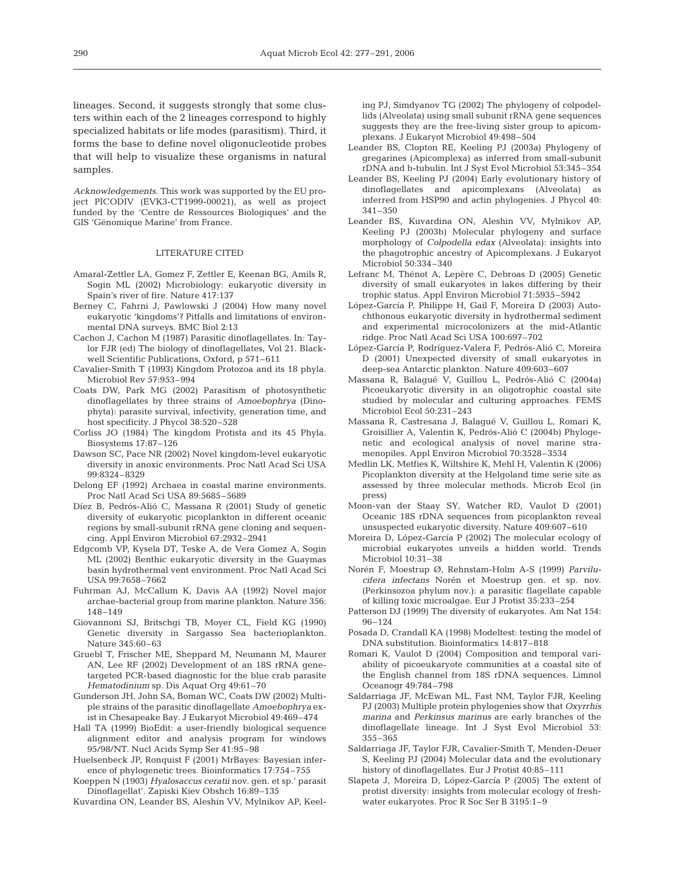lineages. Second, it suggests strongly that some clusters within each of the 2 lineages correspond to highly specialized habitats or life modes (parasitism). Third, it forms the base to define novel oligonucleotide probes that will help to visualize these organisms in natural samples.

*Acknowledgements.* This work was supported by the EU project PICODIV (EVK3-CT1999-00021), as well as project funded by the 'Centre de Ressources Biologiques' and the GIS 'Génomique Marine' from France.

## LITERATURE CITED

Amaral-Zettler LA, Gomez F, Zettler E, Keenan BG, Amils R, Sogin ML (2002) Microbiology: eukaryotic diversity in Spain's river of fire. Nature 417:137

Berney C, Fahrni J, Pawlowski J (2004) How many novel eukaryotic 'kingdoms'? Pitfalls and limitations of environmental DNA surveys. BMC Biol 2:13

Cachon J, Cachon M (1987) Parasitic dinoflagellates. In: Taylor FJR (ed) The biology of dinoflagellates, Vol 21. Blackwell Scientific Publications, Oxford, p 571–611

Cavalier-Smith T (1993) Kingdom Protozoa and its 18 phyla. Microbiol Rev 57:953–994

Coats DW, Park MG (2002) Parasitism of photosynthetic dinoflagellates by three strains of *Amoebophrya* (Dinophyta): parasite survival, infectivity, generation time, and host specificity. J Phycol 38:520–528

Corliss JO (1984) The kingdom Protista and its 45 Phyla. Biosystems 17:87–126

Dawson SC, Pace NR (2002) Novel kingdom-level eukaryotic diversity in anoxic environments. Proc Natl Acad Sci USA 99:8324–8329

Delong EF (1992) Archaea in coastal marine environments. Proc Natl Acad Sci USA 89:5685–5689

Díez B, Pedrós-Alió C, Massana R (2001) Study of genetic diversity of eukaryotic picoplankton in different oceanic regions by small-subunit rRNA gene cloning and sequencing. Appl Environ Microbiol 67:2932–2941

Edgcomb VP, Kysela DT, Teske A, de Vera Gomez A, Sogin ML (2002) Benthic eukaryotic diversity in the Guaymas basin hydrothermal vent environment. Proc Natl Acad Sci USA 99:7658–7662

Fuhrman AJ, McCallum K, Davis AA (1992) Novel major archae-bacterial group from marine plankton. Nature 356: 148–149

Giovannoni SJ, Britschgi TB, Moyer CL, Field KG (1990) Genetic diversity in Sargasso Sea bacterioplankton. Nature 345:60–63

Gruebl T, Frischer ME, Sheppard M, Neumann M, Maurer AN, Lee RF (2002) Development of an 18S rRNA gene-targeted PCR-based diagnostic for the blue crab parasite *Hematodinium* sp. Dis Aquat Org 49:61–70

Gunderson JH, John SA, Boman WC, Coats DW (2002) Multiple strains of the parasitic dinoflagellate *Amoebophrya* exist in Chesapeake Bay. J Eukaryot Microbiol 49:469–474

Hall TA (1999) BioEdit: a user-friendly biological sequence alignment editor and analysis program for windows 95/98/NT. Nucl Acids Symp Ser 41:95–98

Huelsenbeck JP, Ronquist F (2001) MrBayes: Bayesian inference of phylogenetic trees. Bioinformatics 17:754–755

Koeppen N (1903) *Hyalosaccus ceratii* nov. gen. et sp.' parasit Dinoflagellat'. Zapiski Kiev Obshch 16:89–135

Kuvardina ON, Leander BS, Aleshin VV, Mylnikov AP, Keeling PJ, Simdyanov TG (2002) The phylogeny of colpodellids (Alveolata) using small subunit rRNA gene sequences suggests they are the free-living sister group to apicomplexans. J Eukaryot Microbiol 49:498–504

Leander BS, Clopton RE, Keeling PJ (2003a) Phylogeny of gregarines (Apicomplexa) as inferred from small-subunit rDNA and b-tubulin. Int J Syst Evol Microbiol 53:345–354

Leander BS, Keeling PJ (2004) Early evolutionary history of dinoflagellates and apicomplexans (Alveolata) as inferred from HSP90 and actin phylogenies. J Phycol 40: 341–350

Leander BS, Kuvardina ON, Aleshin VV, Mylnikov AP, Keeling PJ (2003b) Molecular phylogeny and surface morphology of *Colpodella edax* (Alveolata): insights into the phagotrophic ancestry of Apicomplexans. J Eukaryot Microbiol 50:334–340

Lefranc M, Thénot A, Lepère C, Debroas D (2005) Genetic diversity of small eukaryotes in lakes differing by their trophic status. Appl Environ Microbiol 71:5935–5942

López-García P, Philippe H, Gail F, Moreira D (2003) Autochthonous eukaryotic diversity in hydrothermal sediment and experimental microcolonizers at the mid-Atlantic ridge. Proc Natl Acad Sci USA 100:697–702

López-García P, Rodríguez-Valera F, Pedrós-Alió C, Moreira D (2001) Unexpected diversity of small eukaryotes in deep-sea Antarctic plankton. Nature 409:603–607

Massana R, Balagué V, Guillou L, Pedrós-Alió C (2004a) Picoeukaryotic diversity in an oligotrophic coastal site studied by molecular and culturing approaches. FEMS Microbiol Ecol 50:231–243

Massana R, Castresana J, Balagué V, Guillou L, Romari K, Groisillier A, Valentin K, Pedrós-Alió C (2004b) Phylogenetic and ecological analysis of novel marine stramenopiles. Appl Environ Microbiol 70:3528–3534

Medlin LK, Metfies K, Wiltshire K, Mehl H, Valentin K (2006) Picoplankton diversity at the Helgoland time serie site as assessed by three molecular methods. Microb Ecol (in press)

Moon-van der Staay SY, Watcher RD, Vaulot D (2001) Oceanic 18S rDNA sequences from picoplankton reveal unsuspected eukaryotic diversity. Nature 409:607–610

Moreira D, López-García P (2002) The molecular ecology of microbial eukaryotes unveils a hidden world. Trends Microbiol 10:31–38

Norén F, Moestrup Ø, Rehnstam-Holm A-S (1999) *Parvilucifera infectans* Norén et Moestrup gen. et sp. nov. (Perkinsozoa phylum nov.): a parasitic flagellate capable of killing toxic microalgae. Eur J Protist 35:233–254

Patterson DJ (1999) The diversity of eukaryotes. Am Nat 154: 96–124

Posada D, Crandall KA (1998) Modeltest: testing the model of DNA substitution. Bioinformatics 14:817–818

Romari K, Vaulot D (2004) Composition and temporal variability of picoeukaryote communities at a coastal site of the English channel from 18S rDNA sequences. Limnol Oceanogr 49:784–798

Saldarriaga JF, McEwan ML, Fast NM, Taylor FJR, Keeling PJ (2003) Multiple protein phylogenies show that *Oxyrrhis marina* and *Perkinsus marinus* are early branches of the dinoflagellate lineage. Int J Syst Evol Microbiol 53: 355–365

Saldarriaga JF, Taylor FJR, Cavalier-Smith T, Menden-Deuer S, Keeling PJ (2004) Molecular data and the evolutionary history of dinoflagellates. Eur J Protist 40:85–111

Slapeta J, Moreira D, López-García P (2005) The extent of protist diversity: insights from molecular ecology of freshwater eukaryotes. Proc R Soc Ser B 3195:1–9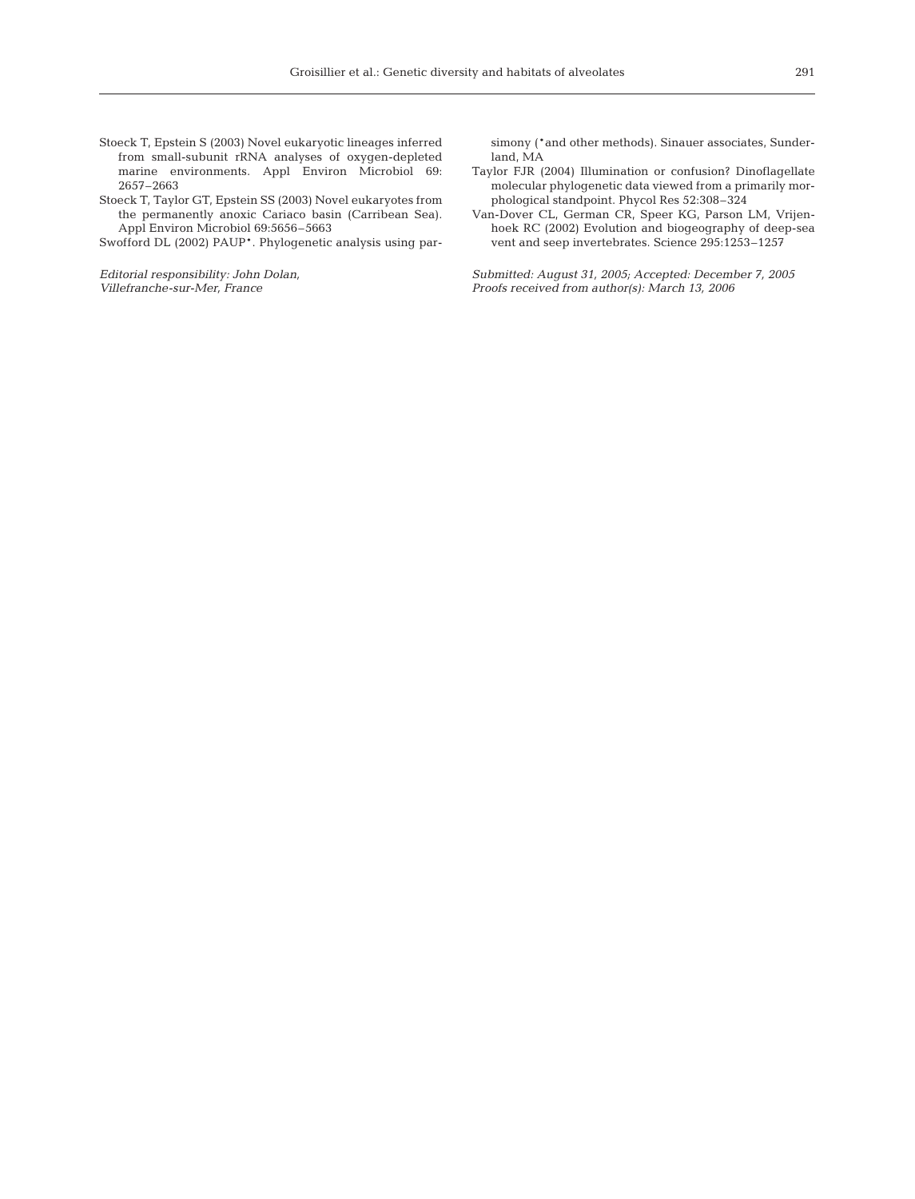Stoeck T, Epstein S (2003) Novel eukaryotic lineages inferred from small-subunit rRNA analyses of oxygen-depleted marine environments. Appl Environ Microbiol 69: 2657–2663

Stoeck T, Taylor GT, Epstein SS (2003) Novel eukaryotes from the permanently anoxic Cariaco basin (Carribean Sea). Appl Environ Microbiol 69:5656–5663

Swofford DL (2002) PAUP*. Phylogenetic analysis using parsimony (*and other methods). Sinauer associates, Sunderland, MA

Taylor FJR (2004) Illumination or confusion? Dinoflagellate molecular phylogenetic data viewed from a primarily morphological standpoint. Phycol Res 52:308–324

Van-Dover CL, German CR, Speer KG, Parson LM, Vrijenhoek RC (2002) Evolution and biogeography of deep-sea vent and seep invertebrates. Science 295:1253–1257

*Editorial responsibility: John Dolan, Villefranche-sur-Mer, France*

*Submitted: August 31, 2005; Accepted: December 7, 2005*
*Proofs received from author(s): March 13, 2006*